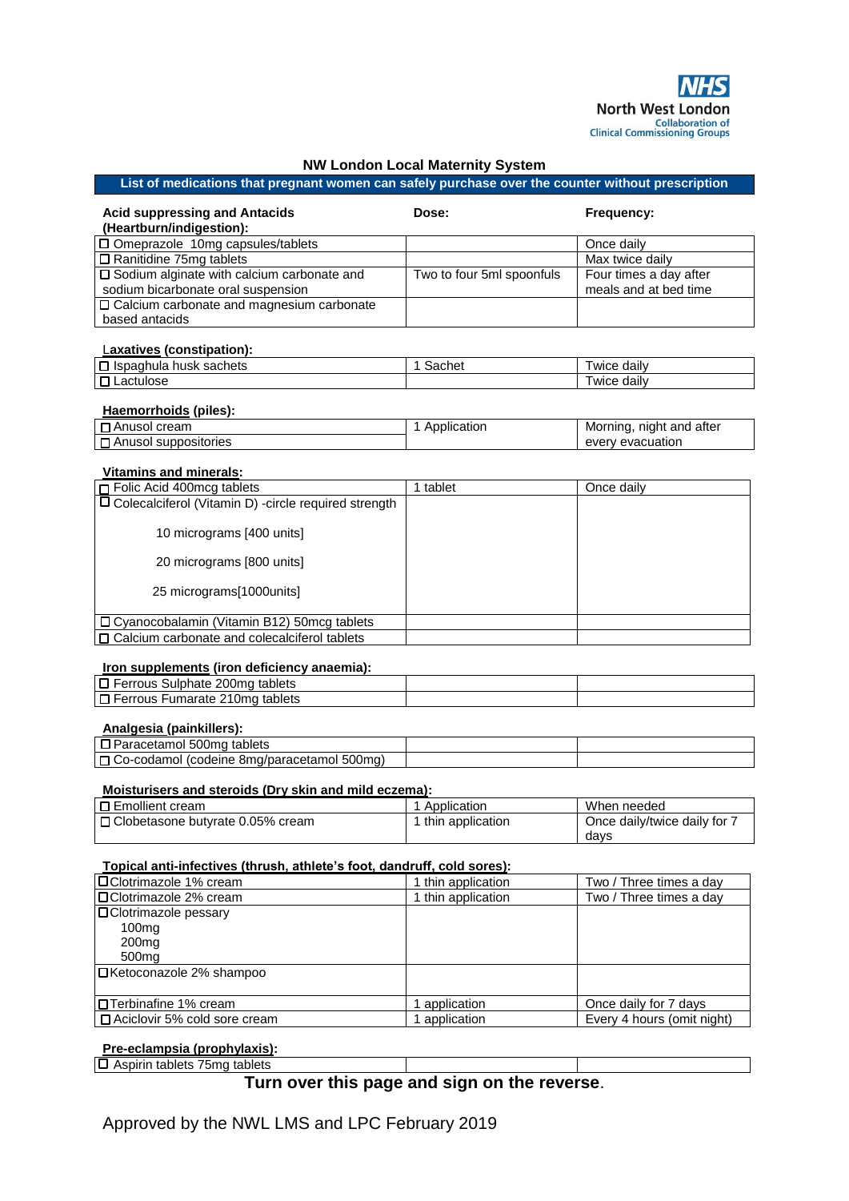NHS North West London Collaboration of Clinical Commissioning Groups

## NW London Local Maternity System

**List of medications that pregnant women can safely purchase over the counter without prescription**

| **Acid suppressing and Antacids (Heartburn/indigestion):** | **Dose:** | **Frequency:** |
|---|---|---|
| ☐ Omeprazole 10mg capsules/tablets | | Once daily |
| ☐ Ranitidine 75mg tablets | | Max twice daily |
| ☐ Sodium alginate with calcium carbonate and sodium bicarbonate oral suspension | Two to four 5ml spoonfuls | Four times a day after meals and at bed time |
| ☐ Calcium carbonate and magnesium carbonate based antacids | | |

**Laxatives (constipation):**

| | | |
|---|---|---|
| ☐ Ispaghula husk sachets | 1 Sachet | Twice daily |
| ☐ Lactulose | | Twice daily |

**Haemorrhoids (piles):**

| | | |
|---|---|---|
| ☐ Anusol cream<br>☐ Anusol suppositories | 1 Application | Morning, night and after every evacuation |

**Vitamins and minerals:**

| | | |
|---|---|---|
| ☐ Folic Acid 400mcg tablets | 1 tablet | Once daily |
| ☐ Colecalciferol (Vitamin D) -circle required strength<br>10 micrograms [400 units]<br>20 micrograms [800 units]<br>25 micrograms[1000units] | | |
| ☐ Cyanocobalamin (Vitamin B12) 50mcg tablets | | |
| ☐ Calcium carbonate and colecalciferol tablets | | |

**Iron supplements (iron deficiency anaemia):**

| | | |
|---|---|---|
| ☐ Ferrous Sulphate 200mg tablets | | |
| ☐ Ferrous Fumarate 210mg tablets | | |

**Analgesia (painkillers):**

| | | |
|---|---|---|
| ☐ Paracetamol 500mg tablets | | |
| ☐ Co-codamol (codeine 8mg/paracetamol 500mg) | | |

**Moisturisers and steroids (Dry skin and mild eczema):**

| | | |
|---|---|---|
| ☐ Emollient cream | 1 Application | When needed |
| ☐ Clobetasone butyrate 0.05% cream | 1 thin application | Once daily/twice daily for 7 days |

**Topical anti-infectives (thrush, athlete's foot, dandruff, cold sores):**

| | | |
|---|---|---|
| ☐ Clotrimazole 1% cream | 1 thin application | Two / Three times a day |
| ☐ Clotrimazole 2% cream | 1 thin application | Two / Three times a day |
| ☐ Clotrimazole pessary<br>100mg<br>200mg<br>500mg | | |
| ☐ Ketoconazole 2% shampoo | | |
| ☐ Terbinafine 1% cream | 1 application | Once daily for 7 days |
| ☐ Aciclovir 5% cold sore cream | 1 application | Every 4 hours (omit night) |

**Pre-eclampsia (prophylaxis):**

| | | |
|---|---|---|
| ☐ Aspirin tablets 75mg tablets | | |

**Turn over this page and sign on the reverse.**

Approved by the NWL LMS and LPC February 2019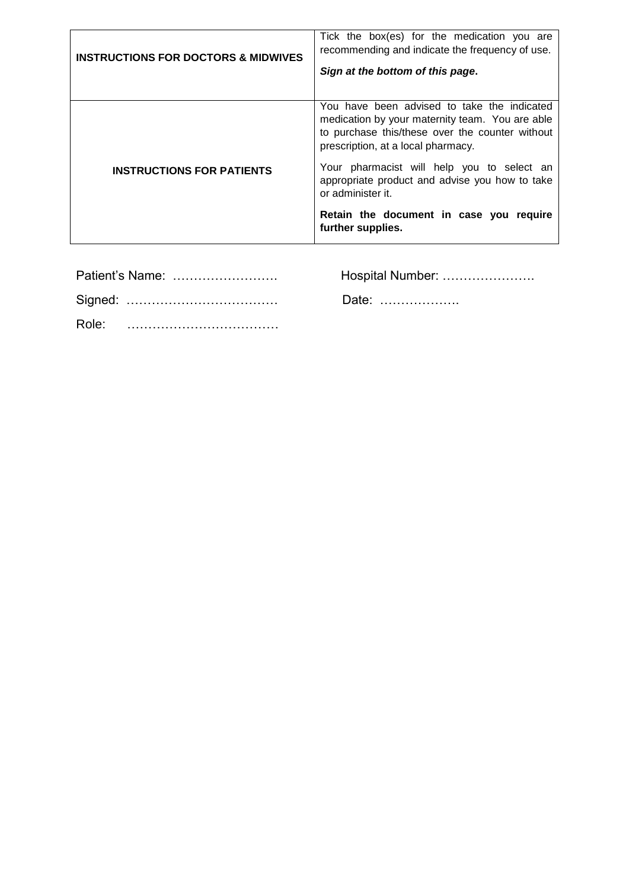| | |
|---|---|
| **INSTRUCTIONS FOR DOCTORS & MIDWIVES** | Tick the box(es) for the medication you are recommending and indicate the frequency of use.<br><br>***Sign at the bottom of this page.*** |
| **INSTRUCTIONS FOR PATIENTS** | You have been advised to take the indicated medication by your maternity team. You are able to purchase this/these over the counter without prescription, at a local pharmacy.<br><br>Your pharmacist will help you to select an appropriate product and advise you how to take or administer it.<br><br>**Retain the document in case you require further supplies.** |

Patient's Name: …………………… Hospital Number: ………………….

Signed: ……………………………… Date: ……………….

Role: ………………………………